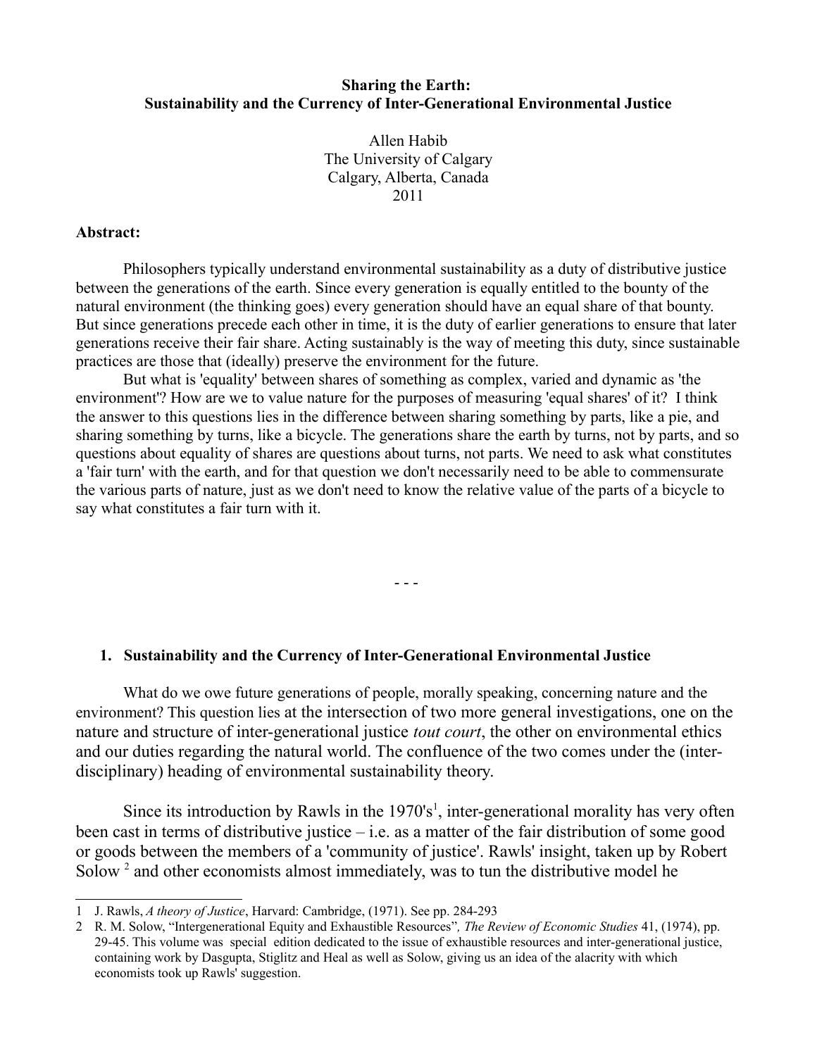**Sharing the Earth:**
**Sustainability and the Currency of Inter-Generational Environmental Justice**

Allen Habib
The University of Calgary
Calgary, Alberta, Canada
2011

**Abstract:**

Philosophers typically understand environmental sustainability as a duty of distributive justice between the generations of the earth. Since every generation is equally entitled to the bounty of the natural environment (the thinking goes) every generation should have an equal share of that bounty. But since generations precede each other in time, it is the duty of earlier generations to ensure that later generations receive their fair share. Acting sustainably is the way of meeting this duty, since sustainable practices are those that (ideally) preserve the environment for the future.

But what is 'equality' between shares of something as complex, varied and dynamic as 'the environment'? How are we to value nature for the purposes of measuring 'equal shares' of it? I think the answer to this questions lies in the difference between sharing something by parts, like a pie, and sharing something by turns, like a bicycle. The generations share the earth by turns, not by parts, and so questions about equality of shares are questions about turns, not parts. We need to ask what constitutes a 'fair turn' with the earth, and for that question we don't necessarily need to be able to commensurate the various parts of nature, just as we don't need to know the relative value of the parts of a bicycle to say what constitutes a fair turn with it.

- - -

## 1. Sustainability and the Currency of Inter-Generational Environmental Justice

What do we owe future generations of people, morally speaking, concerning nature and the environment? This question lies at the intersection of two more general investigations, one on the nature and structure of inter-generational justice *tout court*, the other on environmental ethics and our duties regarding the natural world. The confluence of the two comes under the (inter-disciplinary) heading of environmental sustainability theory.

Since its introduction by Rawls in the 1970's[1], inter-generational morality has very often been cast in terms of distributive justice – i.e. as a matter of the fair distribution of some good or goods between the members of a 'community of justice'. Rawls' insight, taken up by Robert Solow [2] and other economists almost immediately, was to tun the distributive model he

---

1 J. Rawls, *A theory of Justice*, Harvard: Cambridge, (1971). See pp. 284-293

2 R. M. Solow, "Intergenerational Equity and Exhaustible Resources"*, The Review of Economic Studies* 41, (1974), pp. 29-45. This volume was special edition dedicated to the issue of exhaustible resources and inter-generational justice, containing work by Dasgupta, Stiglitz and Heal as well as Solow, giving us an idea of the alacrity with which economists took up Rawls' suggestion.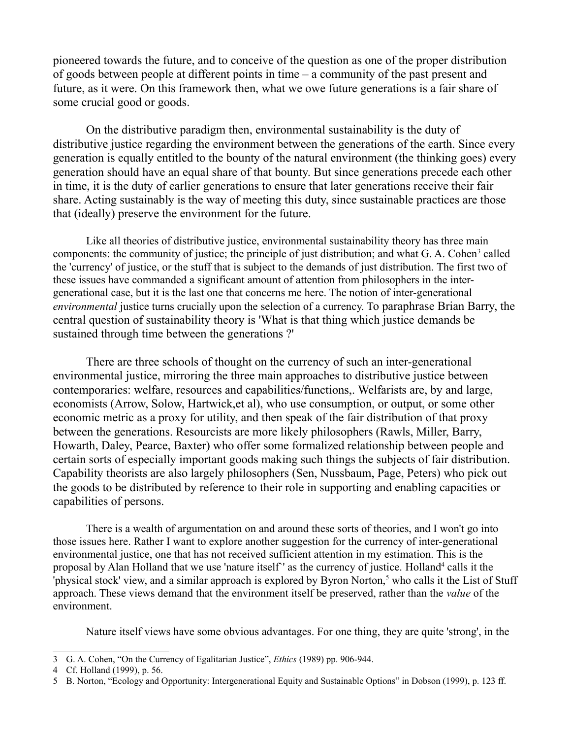pioneered towards the future, and to conceive of the question as one of the proper distribution of goods between people at different points in time – a community of the past present and future, as it were. On this framework then, what we owe future generations is a fair share of some crucial good or goods.

On the distributive paradigm then, environmental sustainability is the duty of distributive justice regarding the environment between the generations of the earth. Since every generation is equally entitled to the bounty of the natural environment (the thinking goes) every generation should have an equal share of that bounty. But since generations precede each other in time, it is the duty of earlier generations to ensure that later generations receive their fair share. Acting sustainably is the way of meeting this duty, since sustainable practices are those that (ideally) preserve the environment for the future.

Like all theories of distributive justice, environmental sustainability theory has three main components: the community of justice; the principle of just distribution; and what G. A. Cohen[3] called the 'currency' of justice, or the stuff that is subject to the demands of just distribution. The first two of these issues have commanded a significant amount of attention from philosophers in the inter-generational case, but it is the last one that concerns me here. The notion of inter-generational *environmental* justice turns crucially upon the selection of a currency. To paraphrase Brian Barry, the central question of sustainability theory is 'What is that thing which justice demands be sustained through time between the generations ?'

There are three schools of thought on the currency of such an inter-generational environmental justice, mirroring the three main approaches to distributive justice between contemporaries: welfare, resources and capabilities/functions,. Welfarists are, by and large, economists (Arrow, Solow, Hartwick,et al), who use consumption, or output, or some other economic metric as a proxy for utility, and then speak of the fair distribution of that proxy between the generations. Resourcists are more likely philosophers (Rawls, Miller, Barry, Howarth, Daley, Pearce, Baxter) who offer some formalized relationship between people and certain sorts of especially important goods making such things the subjects of fair distribution. Capability theorists are also largely philosophers (Sen, Nussbaum, Page, Peters) who pick out the goods to be distributed by reference to their role in supporting and enabling capacities or capabilities of persons.

There is a wealth of argumentation on and around these sorts of theories, and I won't go into those issues here. Rather I want to explore another suggestion for the currency of inter-generational environmental justice, one that has not received sufficient attention in my estimation. This is the proposal by Alan Holland that we use 'nature itself'' as the currency of justice. Holland[4] calls it the 'physical stock' view, and a similar approach is explored by Byron Norton,[5] who calls it the List of Stuff approach. These views demand that the environment itself be preserved, rather than the *value* of the environment.

Nature itself views have some obvious advantages. For one thing, they are quite 'strong', in the

---

3 G. A. Cohen, “On the Currency of Egalitarian Justice”, *Ethics* (1989) pp. 906-944.

4 Cf. Holland (1999), p. 56.

5 B. Norton, “Ecology and Opportunity: Intergenerational Equity and Sustainable Options” in Dobson (1999), p. 123 ff.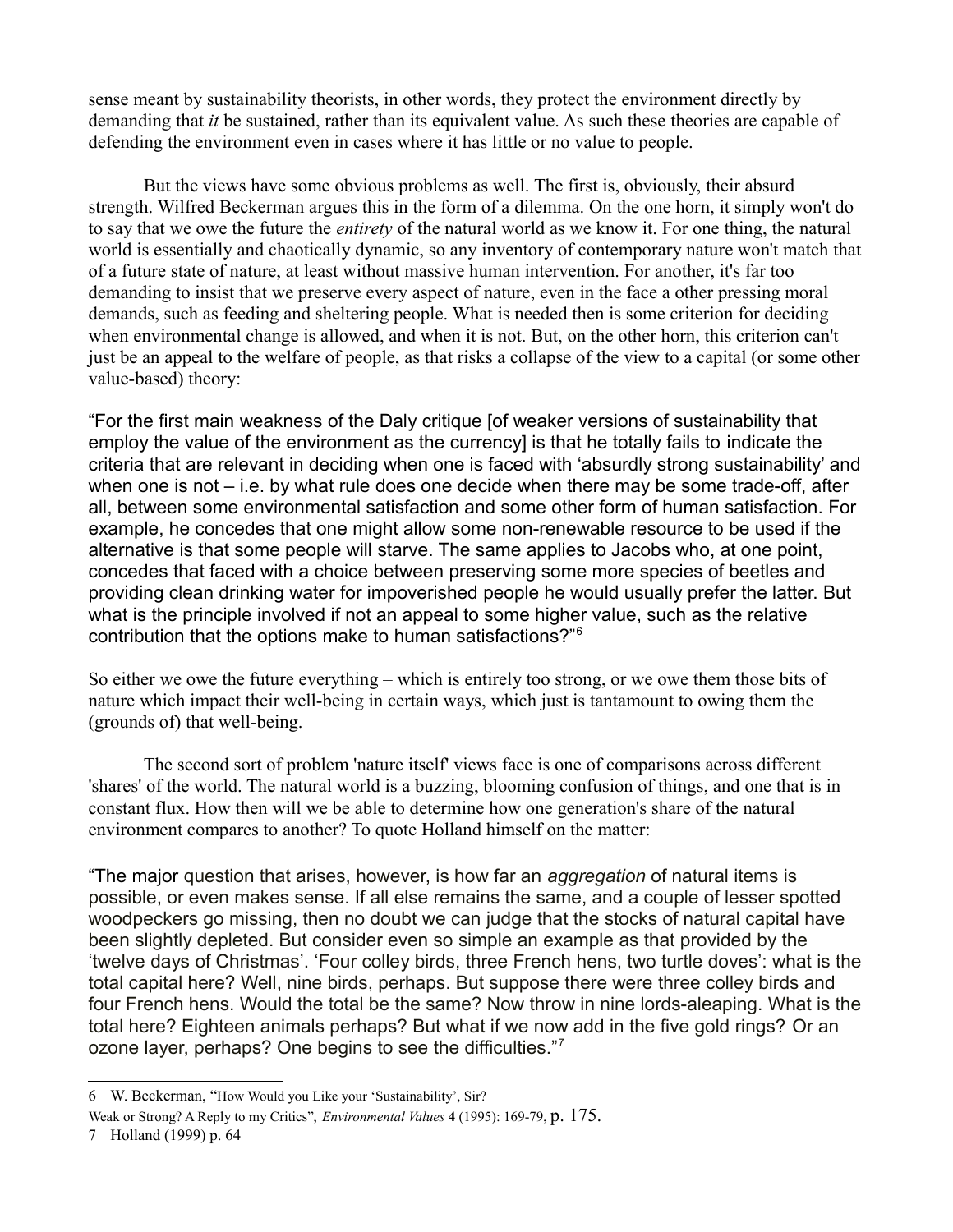sense meant by sustainability theorists, in other words, they protect the environment directly by demanding that *it* be sustained, rather than its equivalent value. As such these theories are capable of defending the environment even in cases where it has little or no value to people.

But the views have some obvious problems as well. The first is, obviously, their absurd strength. Wilfred Beckerman argues this in the form of a dilemma. On the one horn, it simply won't do to say that we owe the future the *entirety* of the natural world as we know it. For one thing, the natural world is essentially and chaotically dynamic, so any inventory of contemporary nature won't match that of a future state of nature, at least without massive human intervention. For another, it's far too demanding to insist that we preserve every aspect of nature, even in the face a other pressing moral demands, such as feeding and sheltering people. What is needed then is some criterion for deciding when environmental change is allowed, and when it is not. But, on the other horn, this criterion can't just be an appeal to the welfare of people, as that risks a collapse of the view to a capital (or some other value-based) theory:

"For the first main weakness of the Daly critique [of weaker versions of sustainability that employ the value of the environment as the currency] is that he totally fails to indicate the criteria that are relevant in deciding when one is faced with 'absurdly strong sustainability' and when one is not – i.e. by what rule does one decide when there may be some trade-off, after all, between some environmental satisfaction and some other form of human satisfaction. For example, he concedes that one might allow some non-renewable resource to be used if the alternative is that some people will starve. The same applies to Jacobs who, at one point, concedes that faced with a choice between preserving some more species of beetles and providing clean drinking water for impoverished people he would usually prefer the latter. But what is the principle involved if not an appeal to some higher value, such as the relative contribution that the options make to human satisfactions?"[6]

So either we owe the future everything – which is entirely too strong, or we owe them those bits of nature which impact their well-being in certain ways, which just is tantamount to owing them the (grounds of) that well-being.

The second sort of problem 'nature itself' views face is one of comparisons across different 'shares' of the world. The natural world is a buzzing, blooming confusion of things, and one that is in constant flux. How then will we be able to determine how one generation's share of the natural environment compares to another? To quote Holland himself on the matter:

"The major question that arises, however, is how far an *aggregation* of natural items is possible, or even makes sense. If all else remains the same, and a couple of lesser spotted woodpeckers go missing, then no doubt we can judge that the stocks of natural capital have been slightly depleted. But consider even so simple an example as that provided by the 'twelve days of Christmas'. 'Four colley birds, three French hens, two turtle doves': what is the total capital here? Well, nine birds, perhaps. But suppose there were three colley birds and four French hens. Would the total be the same? Now throw in nine lords-aleaping. What is the total here? Eighteen animals perhaps? But what if we now add in the five gold rings? Or an ozone layer, perhaps? One begins to see the difficulties."[7]

---

6 W. Beckerman, "How Would you Like your 'Sustainability', Sir? Weak or Strong? A Reply to my Critics", *Environmental Values* **4** (1995): 169-79, p. 175.

7 Holland (1999) p. 64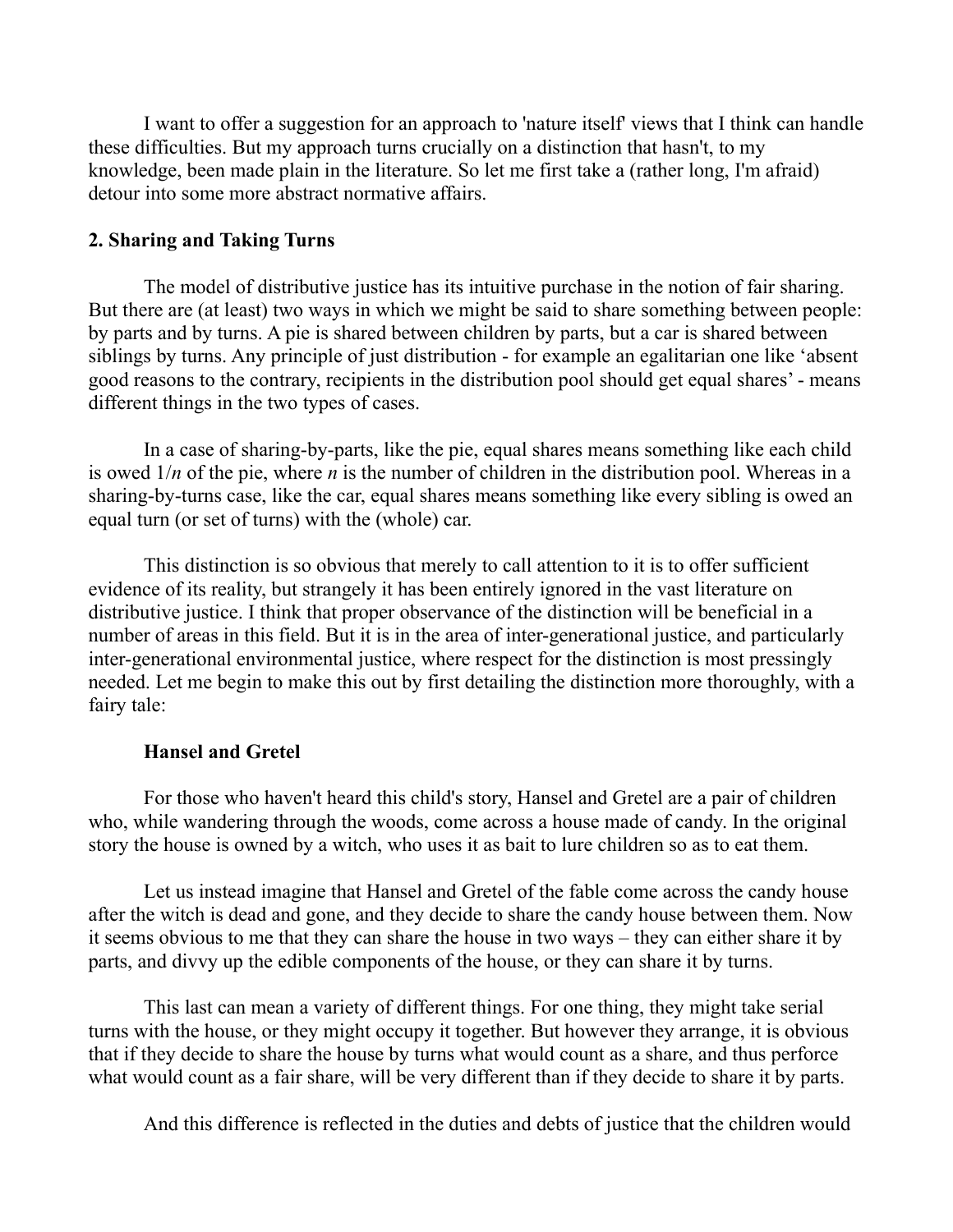I want to offer a suggestion for an approach to 'nature itself' views that I think can handle these difficulties. But my approach turns crucially on a distinction that hasn't, to my knowledge, been made plain in the literature. So let me first take a (rather long, I'm afraid) detour into some more abstract normative affairs.

## 2. Sharing and Taking Turns

The model of distributive justice has its intuitive purchase in the notion of fair sharing. But there are (at least) two ways in which we might be said to share something between people: by parts and by turns. A pie is shared between children by parts, but a car is shared between siblings by turns. Any principle of just distribution - for example an egalitarian one like 'absent good reasons to the contrary, recipients in the distribution pool should get equal shares' - means different things in the two types of cases.

In a case of sharing-by-parts, like the pie, equal shares means something like each child is owed $1/n$ of the pie, where $n$ is the number of children in the distribution pool. Whereas in a sharing-by-turns case, like the car, equal shares means something like every sibling is owed an equal turn (or set of turns) with the (whole) car.

This distinction is so obvious that merely to call attention to it is to offer sufficient evidence of its reality, but strangely it has been entirely ignored in the vast literature on distributive justice. I think that proper observance of the distinction will be beneficial in a number of areas in this field. But it is in the area of inter-generational justice, and particularly inter-generational environmental justice, where respect for the distinction is most pressingly needed. Let me begin to make this out by first detailing the distinction more thoroughly, with a fairy tale:

### Hansel and Gretel

For those who haven't heard this child's story, Hansel and Gretel are a pair of children who, while wandering through the woods, come across a house made of candy. In the original story the house is owned by a witch, who uses it as bait to lure children so as to eat them.

Let us instead imagine that Hansel and Gretel of the fable come across the candy house after the witch is dead and gone, and they decide to share the candy house between them. Now it seems obvious to me that they can share the house in two ways – they can either share it by parts, and divvy up the edible components of the house, or they can share it by turns.

This last can mean a variety of different things. For one thing, they might take serial turns with the house, or they might occupy it together. But however they arrange, it is obvious that if they decide to share the house by turns what would count as a share, and thus perforce what would count as a fair share, will be very different than if they decide to share it by parts.

And this difference is reflected in the duties and debts of justice that the children would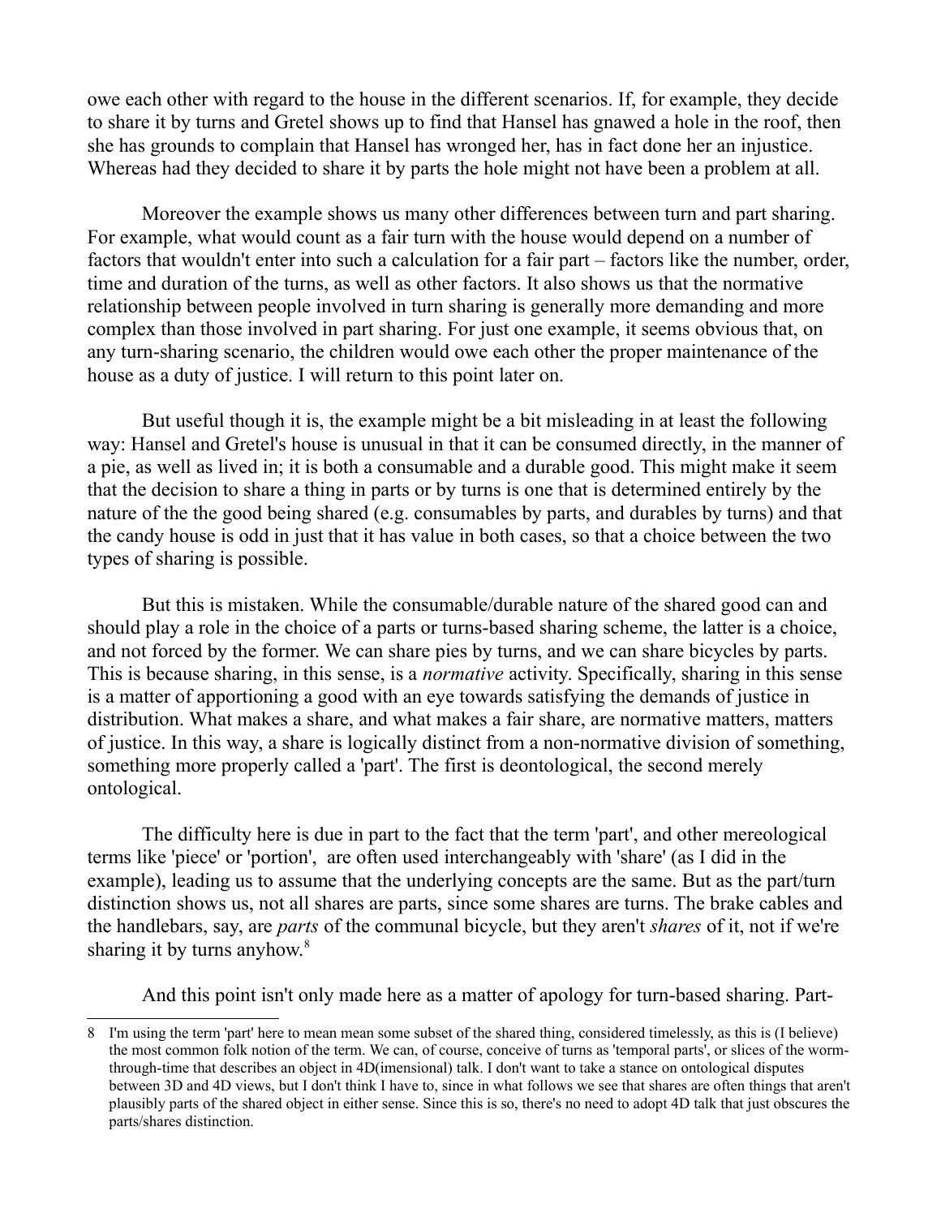owe each other with regard to the house in the different scenarios. If, for example, they decide to share it by turns and Gretel shows up to find that Hansel has gnawed a hole in the roof, then she has grounds to complain that Hansel has wronged her, has in fact done her an injustice. Whereas had they decided to share it by parts the hole might not have been a problem at all.

Moreover the example shows us many other differences between turn and part sharing. For example, what would count as a fair turn with the house would depend on a number of factors that wouldn't enter into such a calculation for a fair part – factors like the number, order, time and duration of the turns, as well as other factors. It also shows us that the normative relationship between people involved in turn sharing is generally more demanding and more complex than those involved in part sharing. For just one example, it seems obvious that, on any turn-sharing scenario, the children would owe each other the proper maintenance of the house as a duty of justice. I will return to this point later on.

But useful though it is, the example might be a bit misleading in at least the following way: Hansel and Gretel's house is unusual in that it can be consumed directly, in the manner of a pie, as well as lived in; it is both a consumable and a durable good. This might make it seem that the decision to share a thing in parts or by turns is one that is determined entirely by the nature of the the good being shared (e.g. consumables by parts, and durables by turns) and that the candy house is odd in just that it has value in both cases, so that a choice between the two types of sharing is possible.

But this is mistaken. While the consumable/durable nature of the shared good can and should play a role in the choice of a parts or turns-based sharing scheme, the latter is a choice, and not forced by the former. We can share pies by turns, and we can share bicycles by parts. This is because sharing, in this sense, is a *normative* activity. Specifically, sharing in this sense is a matter of apportioning a good with an eye towards satisfying the demands of justice in distribution. What makes a share, and what makes a fair share, are normative matters, matters of justice. In this way, a share is logically distinct from a non-normative division of something, something more properly called a 'part'. The first is deontological, the second merely ontological.

The difficulty here is due in part to the fact that the term 'part', and other mereological terms like 'piece' or 'portion', are often used interchangeably with 'share' (as I did in the example), leading us to assume that the underlying concepts are the same. But as the part/turn distinction shows us, not all shares are parts, since some shares are turns. The brake cables and the handlebars, say, are *parts* of the communal bicycle, but they aren't *shares* of it, not if we're sharing it by turns anyhow.[8]

And this point isn't only made here as a matter of apology for turn-based sharing. Part-

[8] I'm using the term 'part' here to mean mean some subset of the shared thing, considered timelessly, as this is (I believe) the most common folk notion of the term. We can, of course, conceive of turns as 'temporal parts', or slices of the worm-through-time that describes an object in 4D(imensional) talk. I don't want to take a stance on ontological disputes between 3D and 4D views, but I don't think I have to, since in what follows we see that shares are often things that aren't plausibly parts of the shared object in either sense. Since this is so, there's no need to adopt 4D talk that just obscures the parts/shares distinction.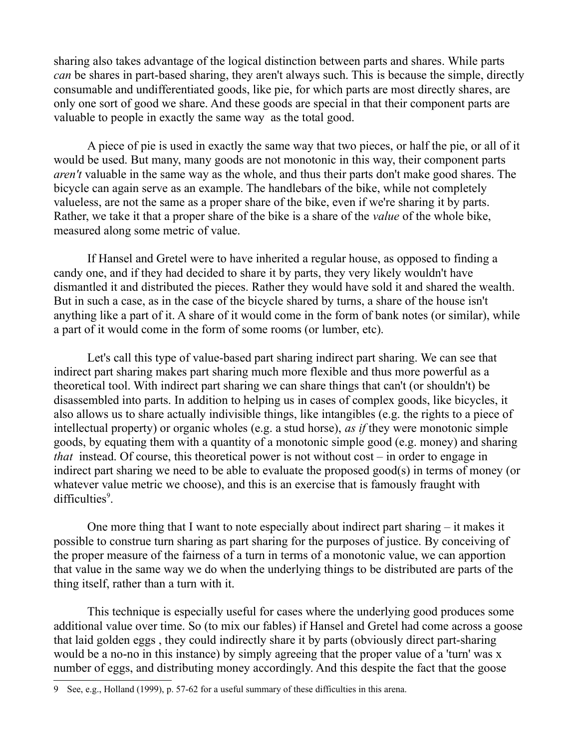sharing also takes advantage of the logical distinction between parts and shares. While parts *can* be shares in part-based sharing, they aren't always such. This is because the simple, directly consumable and undifferentiated goods, like pie, for which parts are most directly shares, are only one sort of good we share. And these goods are special in that their component parts are valuable to people in exactly the same way as the total good.

A piece of pie is used in exactly the same way that two pieces, or half the pie, or all of it would be used. But many, many goods are not monotonic in this way, their component parts *aren't* valuable in the same way as the whole, and thus their parts don't make good shares. The bicycle can again serve as an example. The handlebars of the bike, while not completely valueless, are not the same as a proper share of the bike, even if we're sharing it by parts. Rather, we take it that a proper share of the bike is a share of the *value* of the whole bike, measured along some metric of value.

If Hansel and Gretel were to have inherited a regular house, as opposed to finding a candy one, and if they had decided to share it by parts, they very likely wouldn't have dismantled it and distributed the pieces. Rather they would have sold it and shared the wealth. But in such a case, as in the case of the bicycle shared by turns, a share of the house isn't anything like a part of it. A share of it would come in the form of bank notes (or similar), while a part of it would come in the form of some rooms (or lumber, etc).

Let's call this type of value-based part sharing indirect part sharing. We can see that indirect part sharing makes part sharing much more flexible and thus more powerful as a theoretical tool. With indirect part sharing we can share things that can't (or shouldn't) be disassembled into parts. In addition to helping us in cases of complex goods, like bicycles, it also allows us to share actually indivisible things, like intangibles (e.g. the rights to a piece of intellectual property) or organic wholes (e.g. a stud horse), *as if* they were monotonic simple goods, by equating them with a quantity of a monotonic simple good (e.g. money) and sharing *that* instead. Of course, this theoretical power is not without cost – in order to engage in indirect part sharing we need to be able to evaluate the proposed good(s) in terms of money (or whatever value metric we choose), and this is an exercise that is famously fraught with difficulties[9].

One more thing that I want to note especially about indirect part sharing – it makes it possible to construe turn sharing as part sharing for the purposes of justice. By conceiving of the proper measure of the fairness of a turn in terms of a monotonic value, we can apportion that value in the same way we do when the underlying things to be distributed are parts of the thing itself, rather than a turn with it.

This technique is especially useful for cases where the underlying good produces some additional value over time. So (to mix our fables) if Hansel and Gretel had come across a goose that laid golden eggs , they could indirectly share it by parts (obviously direct part-sharing would be a no-no in this instance) by simply agreeing that the proper value of a 'turn' was x number of eggs, and distributing money accordingly. And this despite the fact that the goose

9 See, e.g., Holland (1999), p. 57-62 for a useful summary of these difficulties in this arena.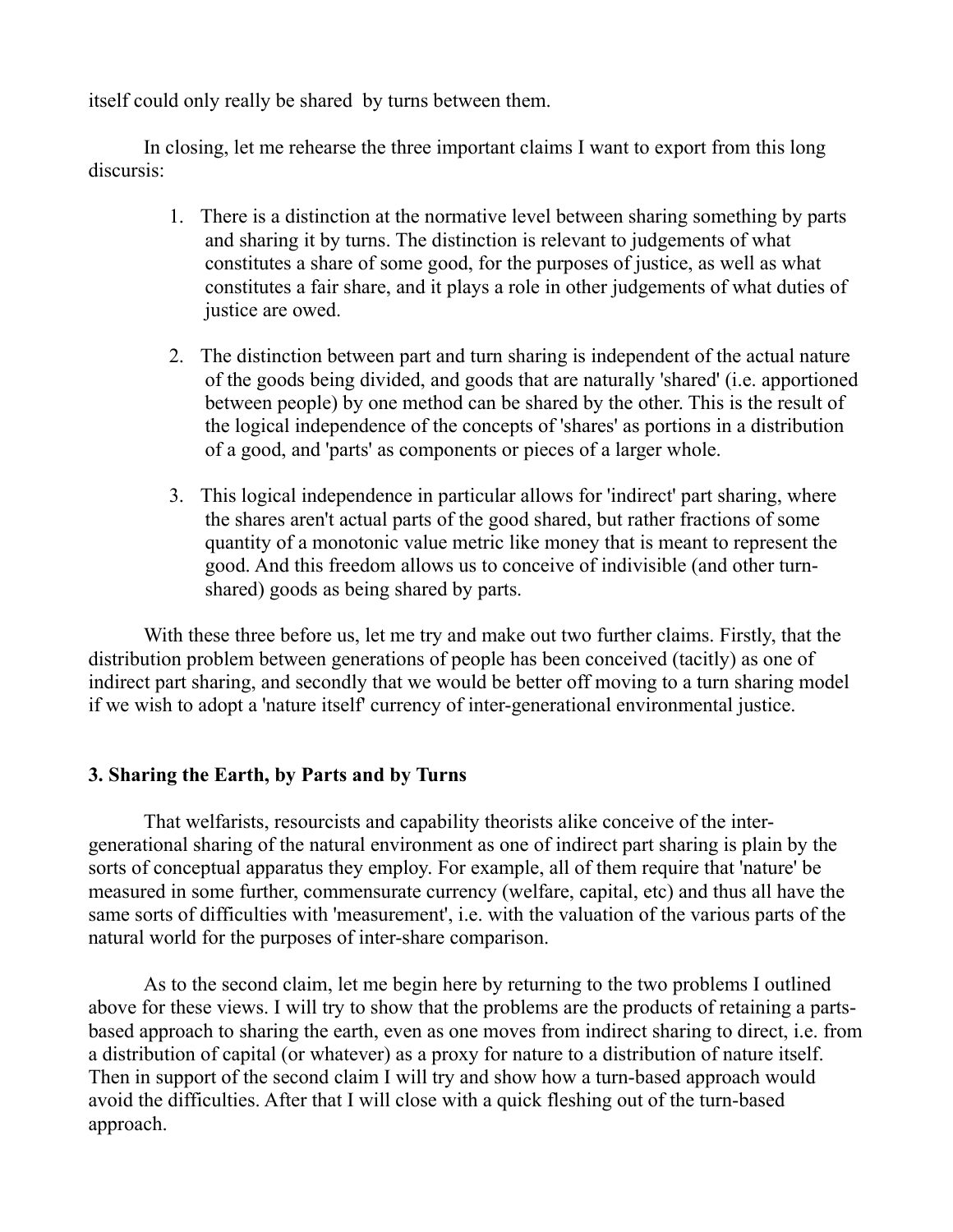itself could only really be shared by turns between them.

In closing, let me rehearse the three important claims I want to export from this long discursis:

1. There is a distinction at the normative level between sharing something by parts and sharing it by turns. The distinction is relevant to judgements of what constitutes a share of some good, for the purposes of justice, as well as what constitutes a fair share, and it plays a role in other judgements of what duties of justice are owed.

2. The distinction between part and turn sharing is independent of the actual nature of the goods being divided, and goods that are naturally 'shared' (i.e. apportioned between people) by one method can be shared by the other. This is the result of the logical independence of the concepts of 'shares' as portions in a distribution of a good, and 'parts' as components or pieces of a larger whole.

3. This logical independence in particular allows for 'indirect' part sharing, where the shares aren't actual parts of the good shared, but rather fractions of some quantity of a monotonic value metric like money that is meant to represent the good. And this freedom allows us to conceive of indivisible (and other turn-shared) goods as being shared by parts.

With these three before us, let me try and make out two further claims. Firstly, that the distribution problem between generations of people has been conceived (tacitly) as one of indirect part sharing, and secondly that we would be better off moving to a turn sharing model if we wish to adopt a 'nature itself' currency of inter-generational environmental justice.

## 3. Sharing the Earth, by Parts and by Turns

That welfarists, resourcists and capability theorists alike conceive of the inter-generational sharing of the natural environment as one of indirect part sharing is plain by the sorts of conceptual apparatus they employ. For example, all of them require that 'nature' be measured in some further, commensurate currency (welfare, capital, etc) and thus all have the same sorts of difficulties with 'measurement', i.e. with the valuation of the various parts of the natural world for the purposes of inter-share comparison.

As to the second claim, let me begin here by returning to the two problems I outlined above for these views. I will try to show that the problems are the products of retaining a parts-based approach to sharing the earth, even as one moves from indirect sharing to direct, i.e. from a distribution of capital (or whatever) as a proxy for nature to a distribution of nature itself. Then in support of the second claim I will try and show how a turn-based approach would avoid the difficulties. After that I will close with a quick fleshing out of the turn-based approach.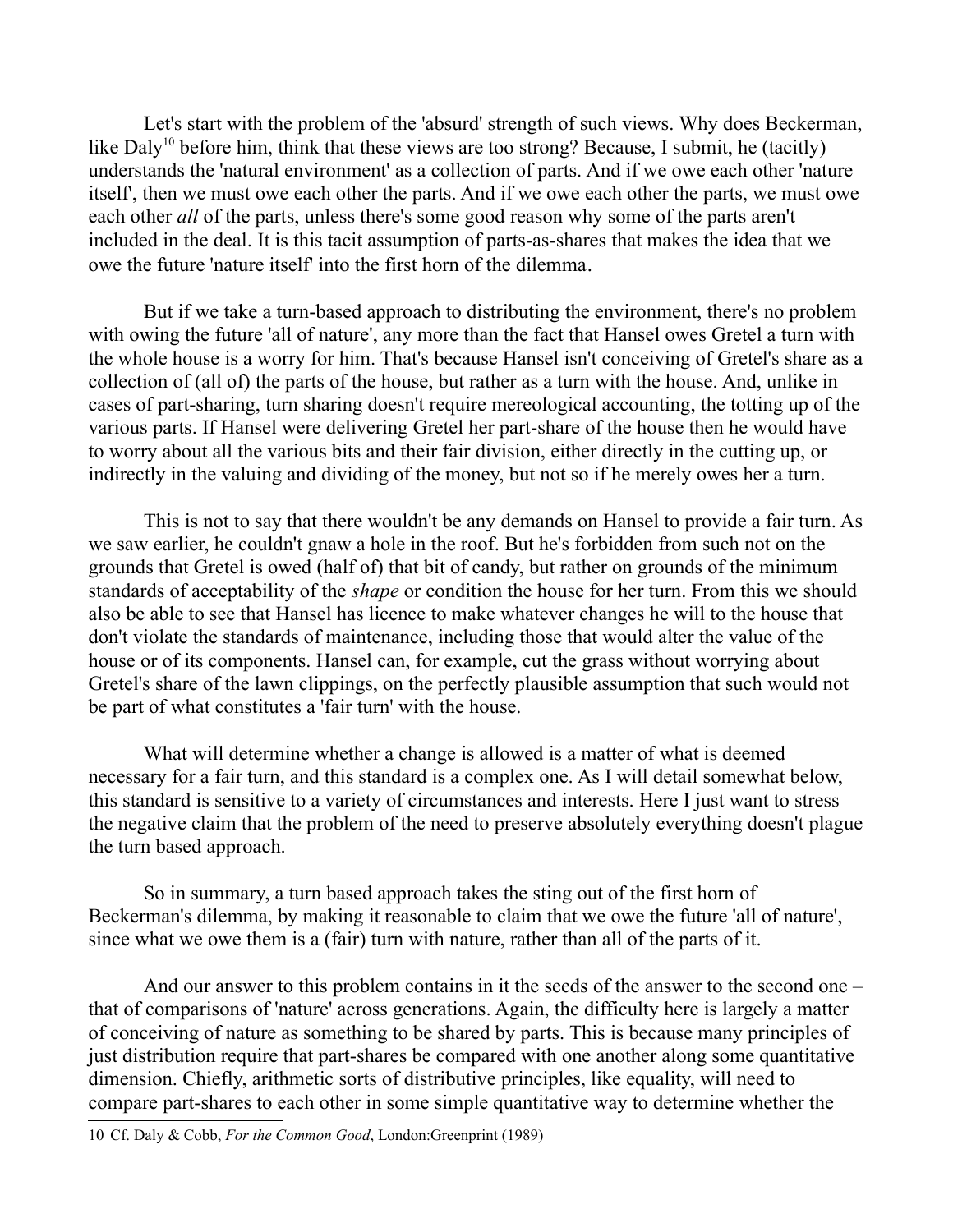Let's start with the problem of the 'absurd' strength of such views. Why does Beckerman, like Daly[10] before him, think that these views are too strong? Because, I submit, he (tacitly) understands the 'natural environment' as a collection of parts. And if we owe each other 'nature itself', then we must owe each other the parts. And if we owe each other the parts, we must owe each other *all* of the parts, unless there's some good reason why some of the parts aren't included in the deal. It is this tacit assumption of parts-as-shares that makes the idea that we owe the future 'nature itself' into the first horn of the dilemma.

But if we take a turn-based approach to distributing the environment, there's no problem with owing the future 'all of nature', any more than the fact that Hansel owes Gretel a turn with the whole house is a worry for him. That's because Hansel isn't conceiving of Gretel's share as a collection of (all of) the parts of the house, but rather as a turn with the house. And, unlike in cases of part-sharing, turn sharing doesn't require mereological accounting, the totting up of the various parts. If Hansel were delivering Gretel her part-share of the house then he would have to worry about all the various bits and their fair division, either directly in the cutting up, or indirectly in the valuing and dividing of the money, but not so if he merely owes her a turn.

This is not to say that there wouldn't be any demands on Hansel to provide a fair turn. As we saw earlier, he couldn't gnaw a hole in the roof. But he's forbidden from such not on the grounds that Gretel is owed (half of) that bit of candy, but rather on grounds of the minimum standards of acceptability of the *shape* or condition the house for her turn. From this we should also be able to see that Hansel has licence to make whatever changes he will to the house that don't violate the standards of maintenance, including those that would alter the value of the house or of its components. Hansel can, for example, cut the grass without worrying about Gretel's share of the lawn clippings, on the perfectly plausible assumption that such would not be part of what constitutes a 'fair turn' with the house.

What will determine whether a change is allowed is a matter of what is deemed necessary for a fair turn, and this standard is a complex one. As I will detail somewhat below, this standard is sensitive to a variety of circumstances and interests. Here I just want to stress the negative claim that the problem of the need to preserve absolutely everything doesn't plague the turn based approach.

So in summary, a turn based approach takes the sting out of the first horn of Beckerman's dilemma, by making it reasonable to claim that we owe the future 'all of nature', since what we owe them is a (fair) turn with nature, rather than all of the parts of it.

And our answer to this problem contains in it the seeds of the answer to the second one – that of comparisons of 'nature' across generations. Again, the difficulty here is largely a matter of conceiving of nature as something to be shared by parts. This is because many principles of just distribution require that part-shares be compared with one another along some quantitative dimension. Chiefly, arithmetic sorts of distributive principles, like equality, will need to compare part-shares to each other in some simple quantitative way to determine whether the

---

10 Cf. Daly & Cobb, *For the Common Good*, London:Greenprint (1989)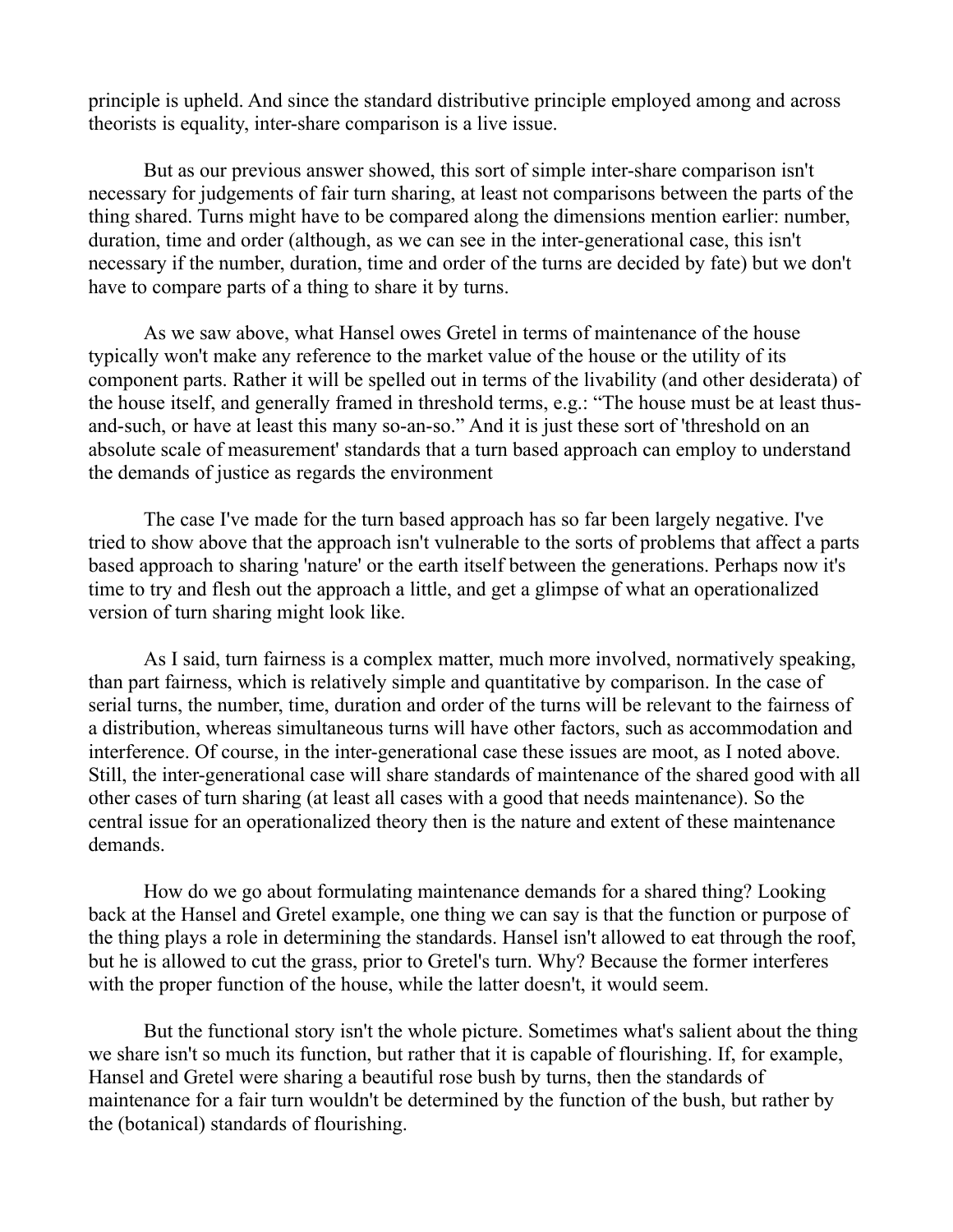principle is upheld. And since the standard distributive principle employed among and across theorists is equality, inter-share comparison is a live issue.

But as our previous answer showed, this sort of simple inter-share comparison isn't necessary for judgements of fair turn sharing, at least not comparisons between the parts of the thing shared. Turns might have to be compared along the dimensions mention earlier: number, duration, time and order (although, as we can see in the inter-generational case, this isn't necessary if the number, duration, time and order of the turns are decided by fate) but we don't have to compare parts of a thing to share it by turns.

As we saw above, what Hansel owes Gretel in terms of maintenance of the house typically won't make any reference to the market value of the house or the utility of its component parts. Rather it will be spelled out in terms of the livability (and other desiderata) of the house itself, and generally framed in threshold terms, e.g.: “The house must be at least thus-and-such, or have at least this many so-an-so.” And it is just these sort of 'threshold on an absolute scale of measurement' standards that a turn based approach can employ to understand the demands of justice as regards the environment

The case I've made for the turn based approach has so far been largely negative. I've tried to show above that the approach isn't vulnerable to the sorts of problems that affect a parts based approach to sharing 'nature' or the earth itself between the generations. Perhaps now it's time to try and flesh out the approach a little, and get a glimpse of what an operationalized version of turn sharing might look like.

As I said, turn fairness is a complex matter, much more involved, normatively speaking, than part fairness, which is relatively simple and quantitative by comparison. In the case of serial turns, the number, time, duration and order of the turns will be relevant to the fairness of a distribution, whereas simultaneous turns will have other factors, such as accommodation and interference. Of course, in the inter-generational case these issues are moot, as I noted above. Still, the inter-generational case will share standards of maintenance of the shared good with all other cases of turn sharing (at least all cases with a good that needs maintenance). So the central issue for an operationalized theory then is the nature and extent of these maintenance demands.

How do we go about formulating maintenance demands for a shared thing? Looking back at the Hansel and Gretel example, one thing we can say is that the function or purpose of the thing plays a role in determining the standards. Hansel isn't allowed to eat through the roof, but he is allowed to cut the grass, prior to Gretel's turn. Why? Because the former interferes with the proper function of the house, while the latter doesn't, it would seem.

But the functional story isn't the whole picture. Sometimes what's salient about the thing we share isn't so much its function, but rather that it is capable of flourishing. If, for example, Hansel and Gretel were sharing a beautiful rose bush by turns, then the standards of maintenance for a fair turn wouldn't be determined by the function of the bush, but rather by the (botanical) standards of flourishing.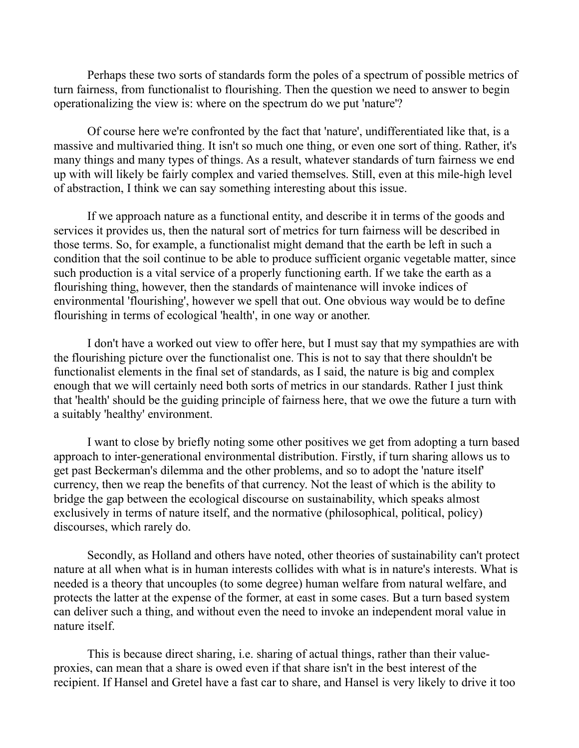Perhaps these two sorts of standards form the poles of a spectrum of possible metrics of turn fairness, from functionalist to flourishing. Then the question we need to answer to begin operationalizing the view is: where on the spectrum do we put 'nature'?

Of course here we're confronted by the fact that 'nature', undifferentiated like that, is a massive and multivaried thing. It isn't so much one thing, or even one sort of thing. Rather, it's many things and many types of things. As a result, whatever standards of turn fairness we end up with will likely be fairly complex and varied themselves. Still, even at this mile-high level of abstraction, I think we can say something interesting about this issue.

If we approach nature as a functional entity, and describe it in terms of the goods and services it provides us, then the natural sort of metrics for turn fairness will be described in those terms. So, for example, a functionalist might demand that the earth be left in such a condition that the soil continue to be able to produce sufficient organic vegetable matter, since such production is a vital service of a properly functioning earth. If we take the earth as a flourishing thing, however, then the standards of maintenance will invoke indices of environmental 'flourishing', however we spell that out. One obvious way would be to define flourishing in terms of ecological 'health', in one way or another.

I don't have a worked out view to offer here, but I must say that my sympathies are with the flourishing picture over the functionalist one. This is not to say that there shouldn't be functionalist elements in the final set of standards, as I said, the nature is big and complex enough that we will certainly need both sorts of metrics in our standards. Rather I just think that 'health' should be the guiding principle of fairness here, that we owe the future a turn with a suitably 'healthy' environment.

I want to close by briefly noting some other positives we get from adopting a turn based approach to inter-generational environmental distribution. Firstly, if turn sharing allows us to get past Beckerman's dilemma and the other problems, and so to adopt the 'nature itself' currency, then we reap the benefits of that currency. Not the least of which is the ability to bridge the gap between the ecological discourse on sustainability, which speaks almost exclusively in terms of nature itself, and the normative (philosophical, political, policy) discourses, which rarely do.

Secondly, as Holland and others have noted, other theories of sustainability can't protect nature at all when what is in human interests collides with what is in nature's interests. What is needed is a theory that uncouples (to some degree) human welfare from natural welfare, and protects the latter at the expense of the former, at east in some cases. But a turn based system can deliver such a thing, and without even the need to invoke an independent moral value in nature itself.

This is because direct sharing, i.e. sharing of actual things, rather than their value-proxies, can mean that a share is owed even if that share isn't in the best interest of the recipient. If Hansel and Gretel have a fast car to share, and Hansel is very likely to drive it too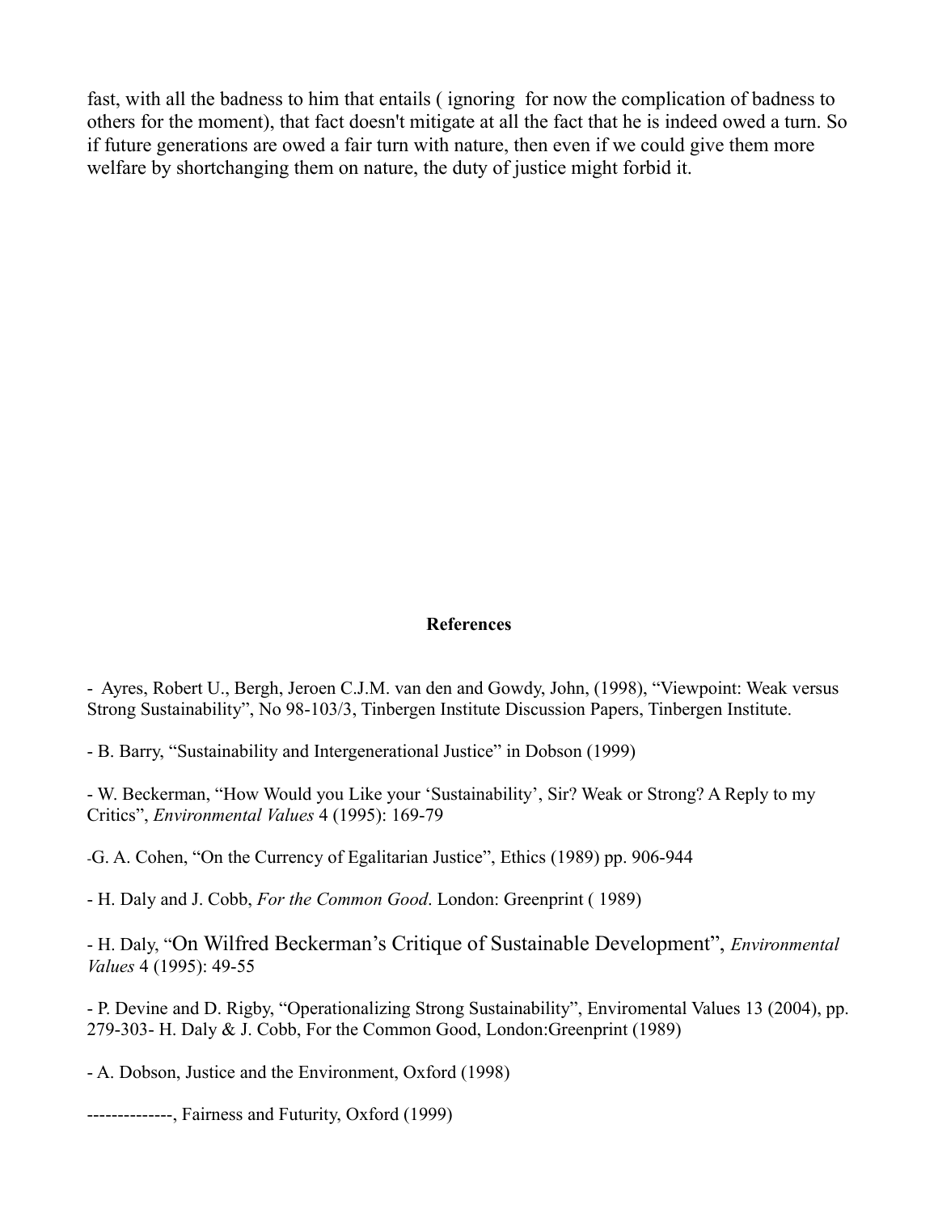fast, with all the badness to him that entails ( ignoring for now the complication of badness to others for the moment), that fact doesn't mitigate at all the fact that he is indeed owed a turn. So if future generations are owed a fair turn with nature, then even if we could give them more welfare by shortchanging them on nature, the duty of justice might forbid it.

## References

- Ayres, Robert U., Bergh, Jeroen C.J.M. van den and Gowdy, John, (1998), "Viewpoint: Weak versus Strong Sustainability", No 98-103/3, Tinbergen Institute Discussion Papers, Tinbergen Institute.

- B. Barry, "Sustainability and Intergenerational Justice" in Dobson (1999)

- W. Beckerman, "How Would you Like your 'Sustainability', Sir? Weak or Strong? A Reply to my Critics", *Environmental Values* 4 (1995): 169-79

-G. A. Cohen, "On the Currency of Egalitarian Justice", Ethics (1989) pp. 906-944

- H. Daly and J. Cobb, *For the Common Good*. London: Greenprint ( 1989)

- H. Daly, "On Wilfred Beckerman's Critique of Sustainable Development", *Environmental Values* 4 (1995): 49-55

- P. Devine and D. Rigby, "Operationalizing Strong Sustainability", Enviromental Values 13 (2004), pp. 279-303- H. Daly & J. Cobb, For the Common Good, London:Greenprint (1989)

- A. Dobson, Justice and the Environment, Oxford (1998)

--------------, Fairness and Futurity, Oxford (1999)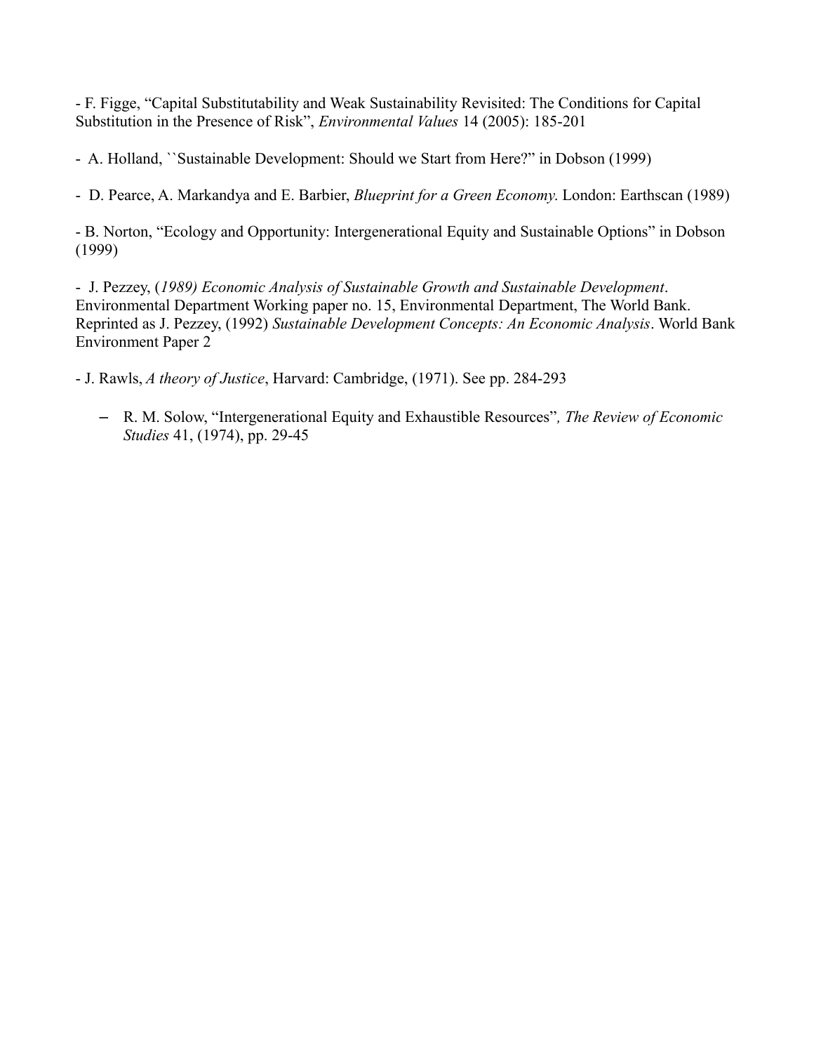- F. Figge, "Capital Substitutability and Weak Sustainability Revisited: The Conditions for Capital Substitution in the Presence of Risk", *Environmental Values* 14 (2005): 185-201

- A. Holland, ``Sustainable Development: Should we Start from Here?" in Dobson (1999)

- D. Pearce, A. Markandya and E. Barbier, *Blueprint for a Green Economy*. London: Earthscan (1989)

- B. Norton, "Ecology and Opportunity: Intergenerational Equity and Sustainable Options" in Dobson (1999)

- J. Pezzey, (*1989) Economic Analysis of Sustainable Growth and Sustainable Development*. Environmental Department Working paper no. 15, Environmental Department, The World Bank. Reprinted as J. Pezzey, (1992) *Sustainable Development Concepts: An Economic Analysis*. World Bank Environment Paper 2

- J. Rawls, *A theory of Justice*, Harvard: Cambridge, (1971). See pp. 284-293

- R. M. Solow, "Intergenerational Equity and Exhaustible Resources"*, The Review of Economic Studies* 41, (1974), pp. 29-45